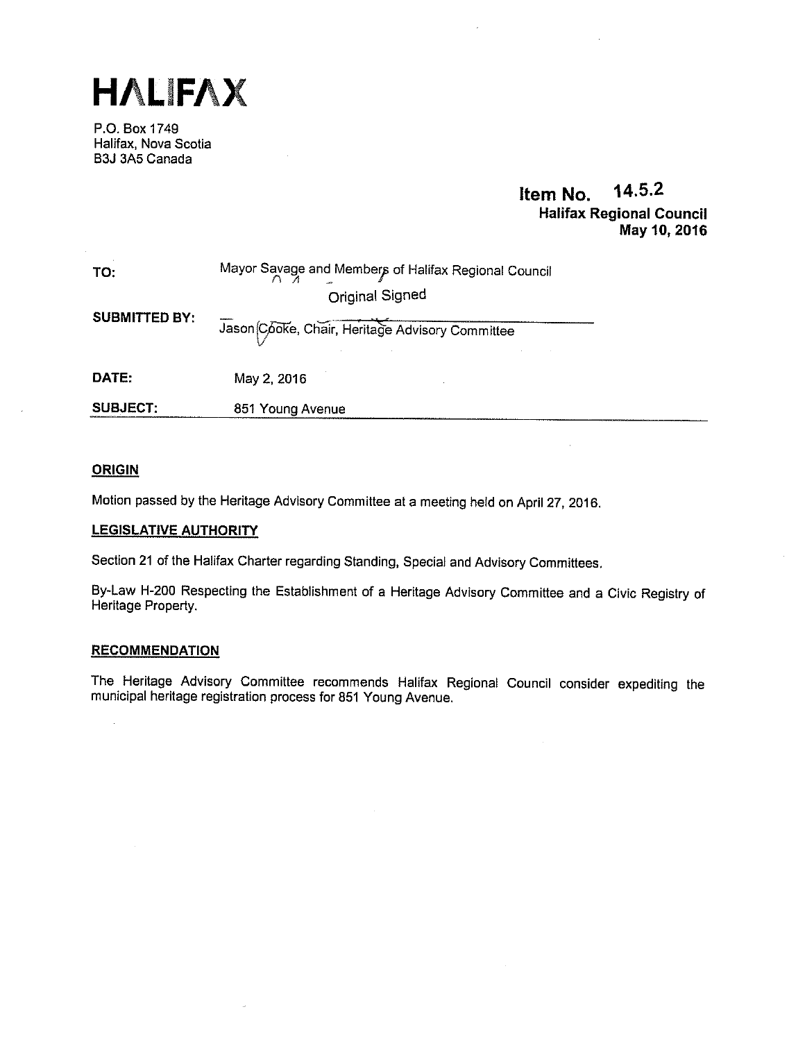# HALIFAX

P.O. Box 1749
Halifax, Nova Scotia
B3J 3A5 Canada

**Item No. 14.5.2**
**Halifax Regional Council**
**May 10, 2016**

| | |
|---|---|
| **TO:** | Mayor Savage and Members of Halifax Regional Council |
| **SUBMITTED BY:** | Original Signed<br>Jason Cooke, Chair, Heritage Advisory Committee |
| **DATE:** | May 2, 2016 |
| **SUBJECT:** | 851 Young Avenue |

## ORIGIN

Motion passed by the Heritage Advisory Committee at a meeting held on April 27, 2016.

## LEGISLATIVE AUTHORITY

Section 21 of the Halifax Charter regarding Standing, Special and Advisory Committees.

By-Law H-200 Respecting the Establishment of a Heritage Advisory Committee and a Civic Registry of Heritage Property.

## RECOMMENDATION

The Heritage Advisory Committee recommends Halifax Regional Council consider expediting the municipal heritage registration process for 851 Young Avenue.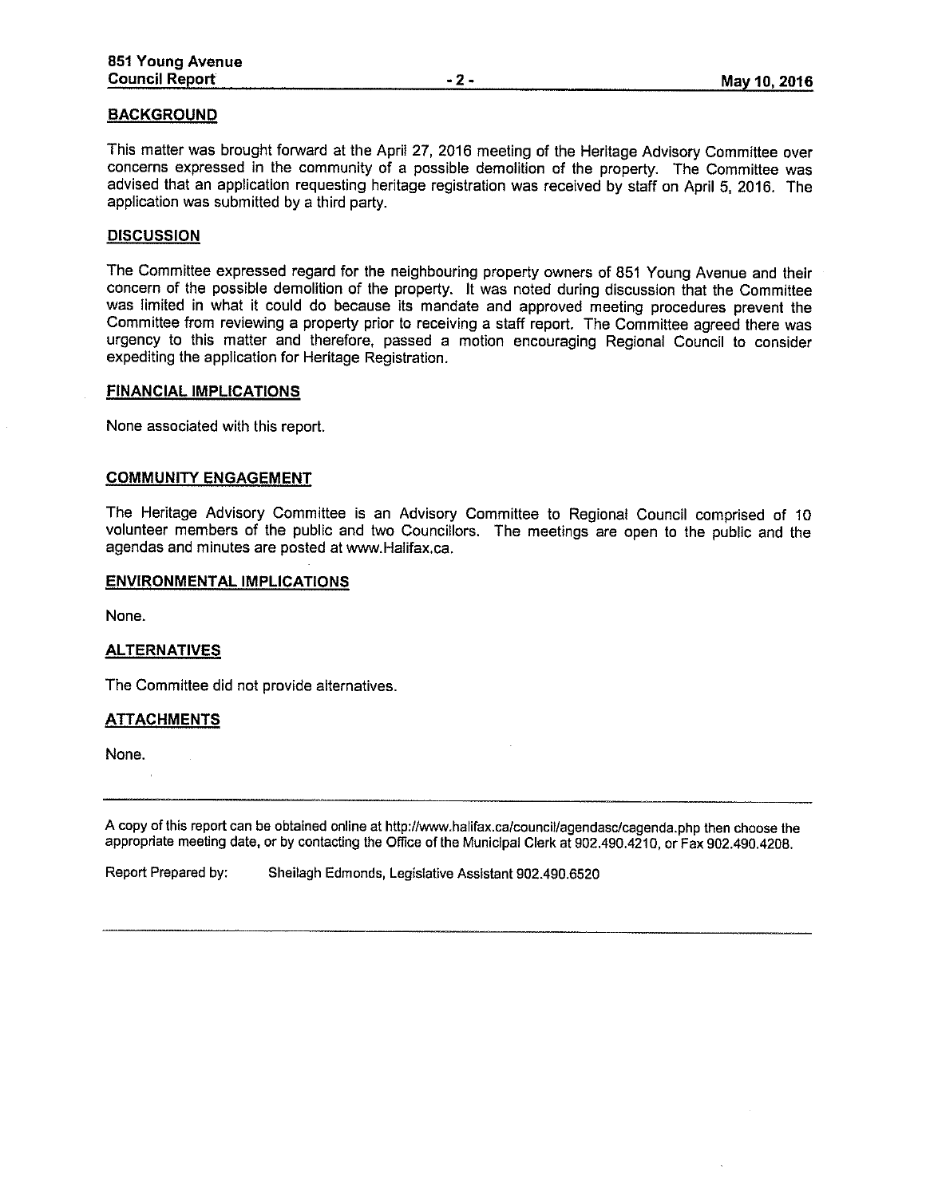## BACKGROUND

This matter was brought forward at the April 27, 2016 meeting of the Heritage Advisory Committee over concerns expressed in the community of a possible demolition of the property. The Committee was advised that an application requesting heritage registration was received by staff on April 5, 2016. The application was submitted by a third party.

## DISCUSSION

The Committee expressed regard for the neighbouring property owners of 851 Young Avenue and their concern of the possible demolition of the property. It was noted during discussion that the Committee was limited in what it could do because its mandate and approved meeting procedures prevent the Committee from reviewing a property prior to receiving a staff report. The Committee agreed there was urgency to this matter and therefore, passed a motion encouraging Regional Council to consider expediting the application for Heritage Registration.

## FINANCIAL IMPLICATIONS

None associated with this report.

## COMMUNITY ENGAGEMENT

The Heritage Advisory Committee is an Advisory Committee to Regional Council comprised of 10 volunteer members of the public and two Councillors. The meetings are open to the public and the agendas and minutes are posted at www.Halifax.ca.

## ENVIRONMENTAL IMPLICATIONS

None.

## ALTERNATIVES

The Committee did not provide alternatives.

## ATTACHMENTS

None.

---

A copy of this report can be obtained online at http://www.halifax.ca/council/agendasc/cagenda.php then choose the appropriate meeting date, or by contacting the Office of the Municipal Clerk at 902.490.4210, or Fax 902.490.4208.

Report Prepared by: Sheilagh Edmonds, Legislative Assistant 902.490.6520